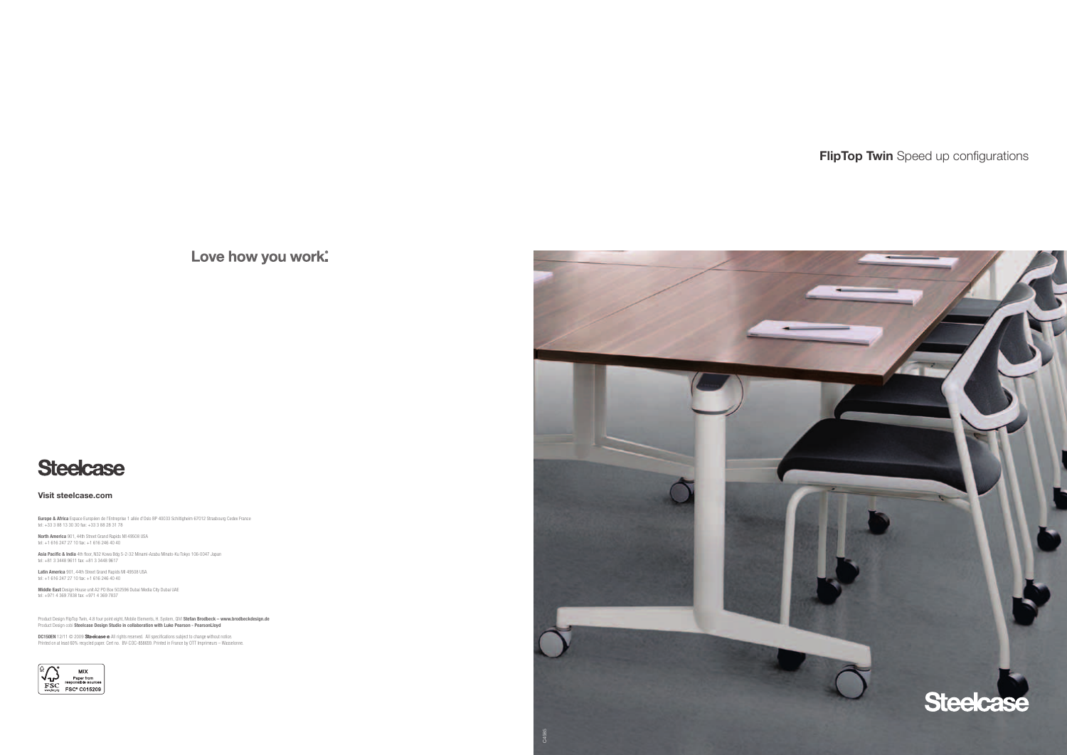**FlipTop Twin** Speed up configurations

Love how you work.

Steelcase

**Visit steelcase.com**

**Europe & Africa** Espace Européen de l'Entreprise 1 allée d'Oslo BP 40033 Schiltigheim 67012 Strasbourg Cedex France
tel: +33 3 88 13 30 30 fax: +33 3 88 28 31 78

**North America** 901, 44th Street Grand Rapids MI 49508 USA
tel: +1 616 247 27 10 fax: +1 616 246 40 40

**Asia Pacific & India** 4th floor, N32 Kowa Bdg 5-2-32 Minami-Azabu Minato-Ku Tokyo 106-0047 Japan
tel: +81 3 3448 9611 fax: +81 3 3448 9617

**Latin America** 901, 44th Street Grand Rapids MI 49508 USA
tel: +1 616 247 27 10 fax: +1 616 246 40 40

**Middle East** Design House unit A2 PO Box 502596 Dubai Media City Dubai UAE
tel: +971 4 369 7838 fax: +971 4 369 7837

Product Design FlipTop Twin, 4.8 four point eight, Mobile Elements, H. System, QIVI **Stefan Brodbeck – www.brodbeckdesign.de**
Product Design cobi **Steelcase Design Studio in collaboration with Luke Pearson - PearsonLloyd**

**DC150EN** 12/11 © 2009 **Steelcase e** All rights reserved. All specifications subject to change without notice.
Printed on at least 60% recycled paper. Cert no. BV-COC-858659. Printed in France by OTT Imprimeurs – Wasselonne.

FSC MIX Paper from responsible sources FSC® C015209

Steelcase

C4985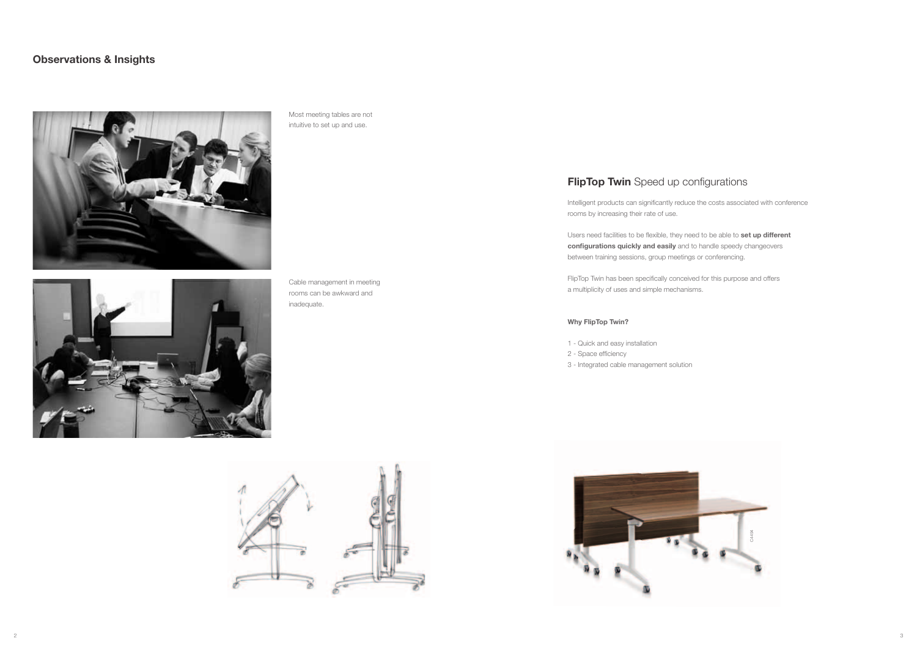## Observations & Insights

Most meeting tables are not intuitive to set up and use.

Cable management in meeting rooms can be awkward and inadequate.

## **FlipTop Twin** Speed up configurations

Intelligent products can significantly reduce the costs associated with conference rooms by increasing their rate of use.

Users need facilities to be flexible, they need to be able to **set up different configurations quickly and easily** and to handle speedy changeovers between training sessions, group meetings or conferencing.

FlipTop Twin has been specifically conceived for this purpose and offers a multiplicity of uses and simple mechanisms.

**Why FlipTop Twin?**

1 - Quick and easy installation
2 - Space efficiency
3 - Integrated cable management solution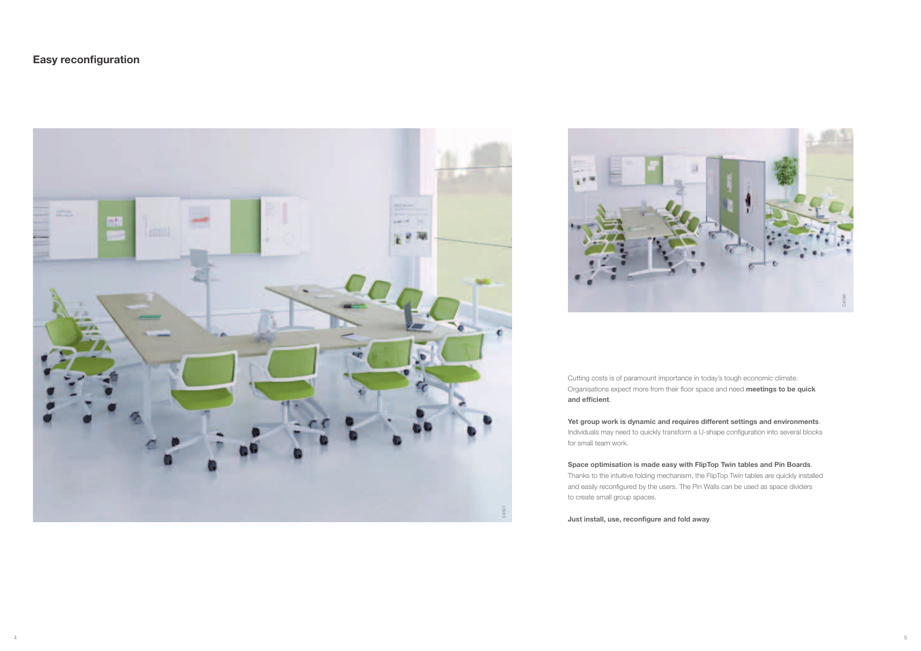## Easy reconfiguration

Cutting costs is of paramount importance in today's tough economic climate. Organisations expect more from their floor space and need **meetings to be quick and efficient**.

**Yet group work is dynamic and requires different settings and environments**. Individuals may need to quickly transform a U-shape configuration into several blocks for small team work.

**Space optimisation is made easy with FlipTop Twin tables and Pin Boards**. Thanks to the intuitive folding mechanism, the FlipTop Twin tables are quickly installed and easily reconfigured by the users. The Pin Walls can be used as space dividers to create small group spaces.

**Just install, use, reconfigure and fold away**.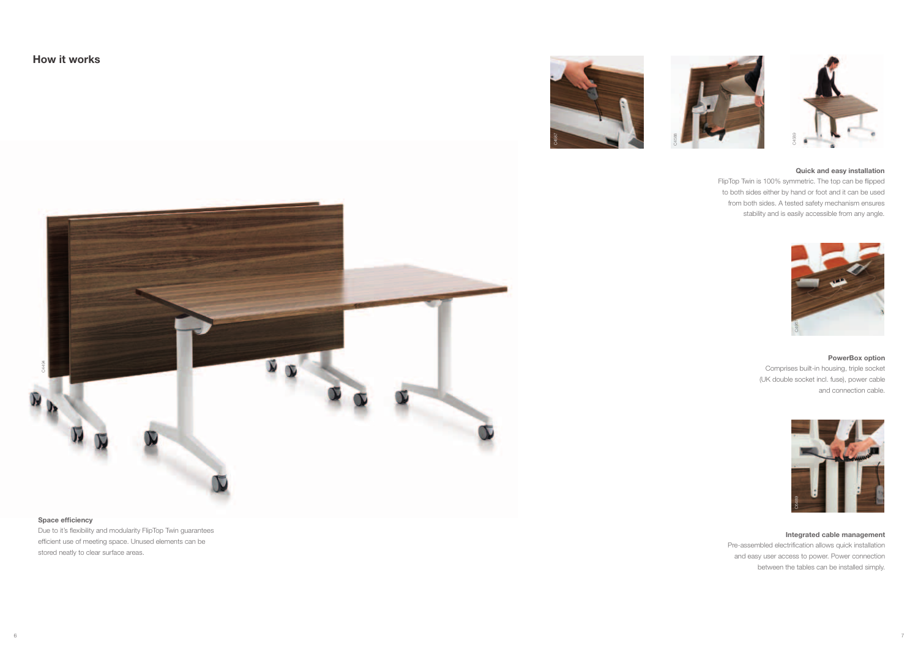## How it works

**Space efficiency**

Due to it's flexibility and modularity FlipTop Twin guarantees efficient use of meeting space. Unused elements can be stored neatly to clear surface areas.

**Quick and easy installation**

FlipTop Twin is 100% symmetric. The top can be flipped to both sides either by hand or foot and it can be used from both sides. A tested safety mechanism ensures stability and is easily accessible from any angle.

**PowerBox option**

Comprises built-in housing, triple socket (UK double socket incl. fuse), power cable and connection cable.

**Integrated cable management**

Pre-assembled electrification allows quick installation and easy user access to power. Power connection between the tables can be installed simply.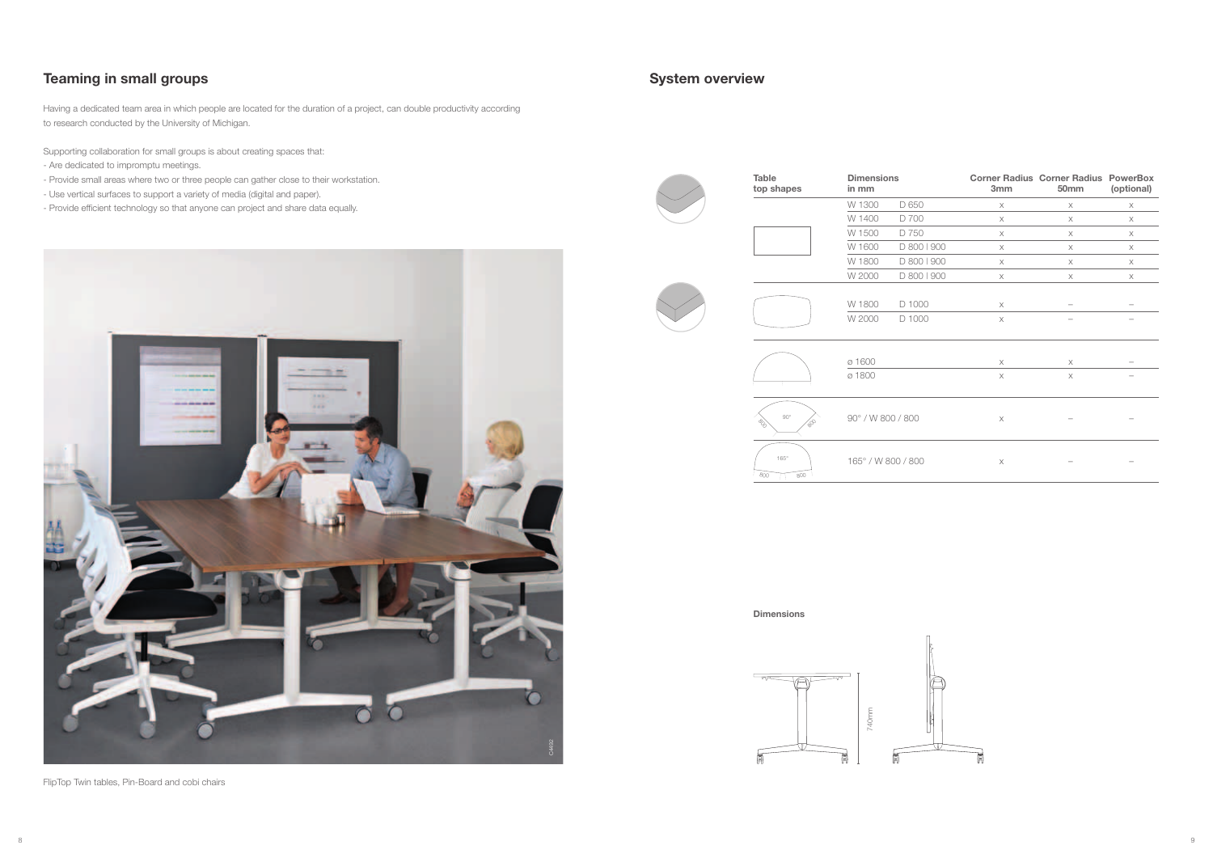## Teaming in small groups

Having a dedicated team area in which people are located for the duration of a project, can double productivity according to research conducted by the University of Michigan.

Supporting collaboration for small groups is about creating spaces that:

- Are dedicated to impromptu meetings.
- Provide small areas where two or three people can gather close to their workstation.
- Use vertical surfaces to support a variety of media (digital and paper).
- Provide efficient technology so that anyone can project and share data equally.

FlipTop Twin tables, Pin-Board and cobi chairs

## System overview

| Table top shapes | Dimensions in mm | | Corner Radius 3mm | Corner Radius 50mm | PowerBox (optional) |
|---|---|---|---|---|---|
| Rectangular | W 1300 | D 650 | x | x | x |
| | W 1400 | D 700 | x | x | x |
| | W 1500 | D 750 | x | x | x |
| | W 1600 | D 800 \| 900 | x | x | x |
| | W 1800 | D 800 \| 900 | x | x | x |
| | W 2000 | D 800 \| 900 | x | x | x |
| Barrel | W 1800 | D 1000 | x | – | – |
| | W 2000 | D 1000 | x | – | – |
| Semicircle | ø 1600 | | x | x | – |
| | ø 1800 | | x | x | – |
| 90° / 800 / 800 | 90° / W 800 / 800 | | x | – | – |
| 165° / 800 / 800 | 165° / W 800 / 800 | | x | – | – |

### Dimensions

740mm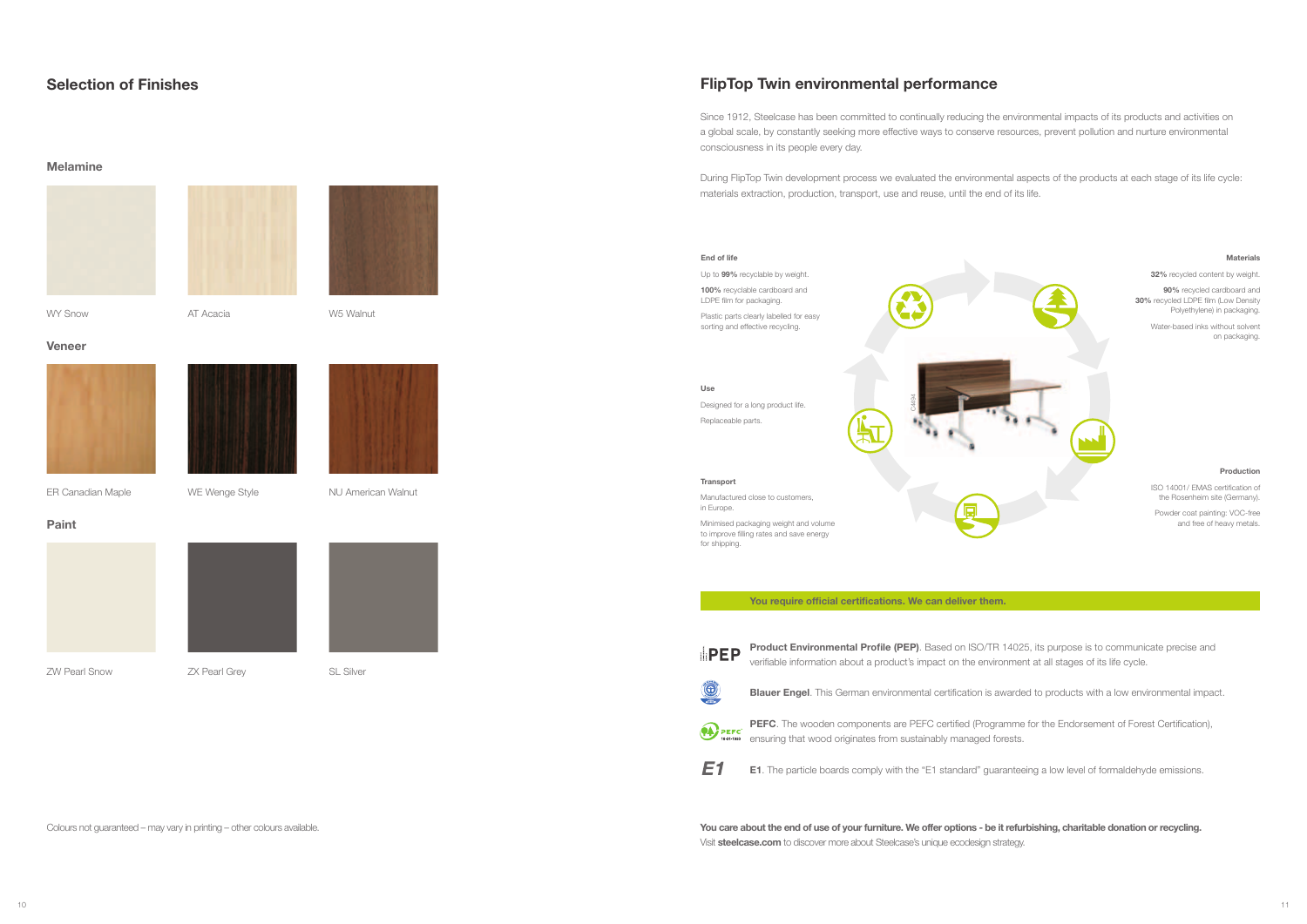## Selection of Finishes

### Melamine

WY Snow

AT Acacia

W5 Walnut

### Veneer

ER Canadian Maple

WE Wenge Style

NU American Walnut

### Paint

ZW Pearl Snow

ZX Pearl Grey

SL Silver

Colours not guaranteed – may vary in printing – other colours available.

## FlipTop Twin environmental performance

Since 1912, Steelcase has been committed to continually reducing the environmental impacts of its products and activities on a global scale, by constantly seeking more effective ways to conserve resources, prevent pollution and nurture environmental consciousness in its people every day.

During FlipTop Twin development process we evaluated the environmental aspects of the products at each stage of its life cycle: materials extraction, production, transport, use and reuse, until the end of its life.

**End of life**

Up to **99%** recyclable by weight.

**100%** recyclable cardboard and LDPE film for packaging.

Plastic parts clearly labelled for easy sorting and effective recycling.

**Materials**

**32%** recycled content by weight.

**90%** recycled cardboard and **30%** recycled LDPE film (Low Density Polyethylene) in packaging.

Water-based inks without solvent on packaging.

**Use**

Designed for a long product life.

Replaceable parts.

**Production**

ISO 14001/ EMAS certification of the Rosenheim site (Germany).

Powder coat painting: VOC-free and free of heavy metals.

**Transport**

Manufactured close to customers, in Europe.

Minimised packaging weight and volume to improve filling rates and save energy for shipping.

**You require official certifications. We can deliver them.**

**Product Environmental Profile (PEP)**. Based on ISO/TR 14025, its purpose is to communicate precise and verifiable information about a product's impact on the environment at all stages of its life cycle.

**Blauer Engel**. This German environmental certification is awarded to products with a low environmental impact.

**PEFC**. The wooden components are PEFC certified (Programme for the Endorsement of Forest Certification), ensuring that wood originates from sustainably managed forests.

**E1**. The particle boards comply with the "E1 standard" guaranteeing a low level of formaldehyde emissions.

**You care about the end of use of your furniture. We offer options - be it refurbishing, charitable donation or recycling.**
Visit **steelcase.com** to discover more about Steelcase's unique ecodesign strategy.